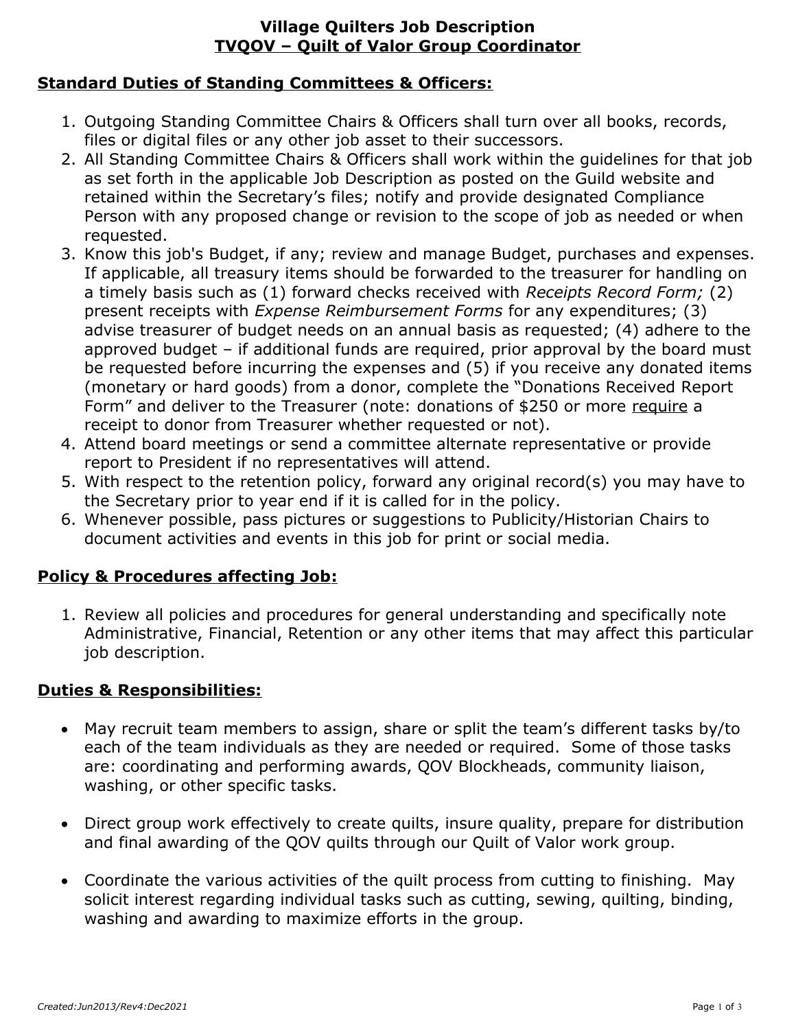# Village Quilters Job Description

## TVQOV – Quilt of Valor Group Coordinator

### Standard Duties of Standing Committees & Officers:

1. Outgoing Standing Committee Chairs & Officers shall turn over all books, records, files or digital files or any other job asset to their successors.
2. All Standing Committee Chairs & Officers shall work within the guidelines for that job as set forth in the applicable Job Description as posted on the Guild website and retained within the Secretary's files; notify and provide designated Compliance Person with any proposed change or revision to the scope of job as needed or when requested.
3. Know this job's Budget, if any; review and manage Budget, purchases and expenses. If applicable, all treasury items should be forwarded to the treasurer for handling on a timely basis such as (1) forward checks received with *Receipts Record Form;* (2) present receipts with *Expense Reimbursement Forms* for any expenditures; (3) advise treasurer of budget needs on an annual basis as requested; (4) adhere to the approved budget – if additional funds are required, prior approval by the board must be requested before incurring the expenses and (5) if you receive any donated items (monetary or hard goods) from a donor, complete the "Donations Received Report Form" and deliver to the Treasurer (note: donations of $250 or more <u>require</u> a receipt to donor from Treasurer whether requested or not).
4. Attend board meetings or send a committee alternate representative or provide report to President if no representatives will attend.
5. With respect to the retention policy, forward any original record(s) you may have to the Secretary prior to year end if it is called for in the policy.
6. Whenever possible, pass pictures or suggestions to Publicity/Historian Chairs to document activities and events in this job for print or social media.

### Policy & Procedures affecting Job:

1. Review all policies and procedures for general understanding and specifically note Administrative, Financial, Retention or any other items that may affect this particular job description.

### Duties & Responsibilities:

- May recruit team members to assign, share or split the team's different tasks by/to each of the team individuals as they are needed or required. Some of those tasks are: coordinating and performing awards, QOV Blockheads, community liaison, washing, or other specific tasks.

- Direct group work effectively to create quilts, insure quality, prepare for distribution and final awarding of the QOV quilts through our Quilt of Valor work group.

- Coordinate the various activities of the quilt process from cutting to finishing. May solicit interest regarding individual tasks such as cutting, sewing, quilting, binding, washing and awarding to maximize efforts in the group.

*Created:Jun2013/Rev4:Dec2021*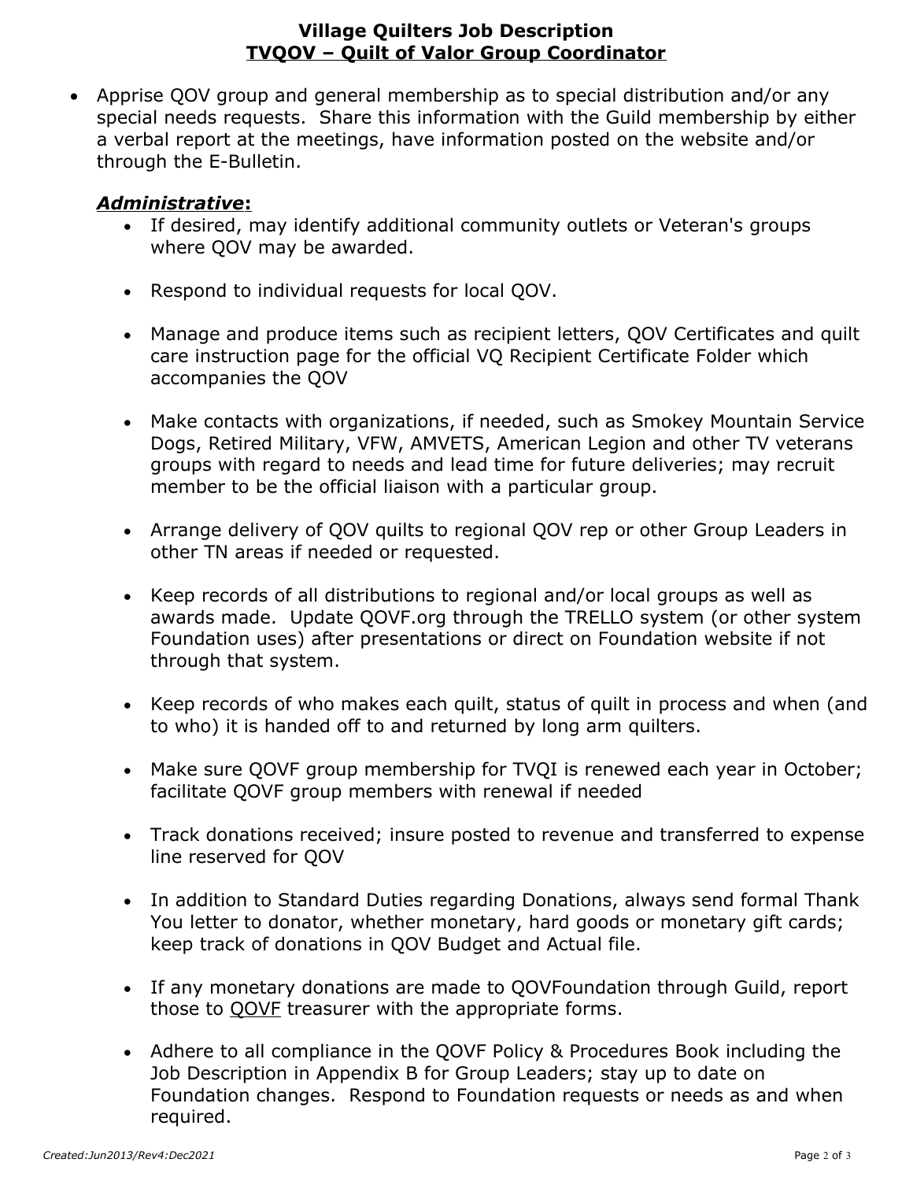**Village Quilters Job Description**
**TVQOV – Quilt of Valor Group Coordinator**

- Apprise QOV group and general membership as to special distribution and/or any special needs requests. Share this information with the Guild membership by either a verbal report at the meetings, have information posted on the website and/or through the E-Bulletin.

***Administrative*:**

- If desired, may identify additional community outlets or Veteran's groups where QOV may be awarded.
- Respond to individual requests for local QOV.
- Manage and produce items such as recipient letters, QOV Certificates and quilt care instruction page for the official VQ Recipient Certificate Folder which accompanies the QOV
- Make contacts with organizations, if needed, such as Smokey Mountain Service Dogs, Retired Military, VFW, AMVETS, American Legion and other TV veterans groups with regard to needs and lead time for future deliveries; may recruit member to be the official liaison with a particular group.
- Arrange delivery of QOV quilts to regional QOV rep or other Group Leaders in other TN areas if needed or requested.
- Keep records of all distributions to regional and/or local groups as well as awards made. Update QOVF.org through the TRELLO system (or other system Foundation uses) after presentations or direct on Foundation website if not through that system.
- Keep records of who makes each quilt, status of quilt in process and when (and to who) it is handed off to and returned by long arm quilters.
- Make sure QOVF group membership for TVQI is renewed each year in October; facilitate QOVF group members with renewal if needed
- Track donations received; insure posted to revenue and transferred to expense line reserved for QOV
- In addition to Standard Duties regarding Donations, always send formal Thank You letter to donator, whether monetary, hard goods or monetary gift cards; keep track of donations in QOV Budget and Actual file.
- If any monetary donations are made to QOVFoundation through Guild, report those to QOVF treasurer with the appropriate forms.
- Adhere to all compliance in the QOVF Policy & Procedures Book including the Job Description in Appendix B for Group Leaders; stay up to date on Foundation changes. Respond to Foundation requests or needs as and when required.

*Created:Jun2013/Rev4:Dec2021*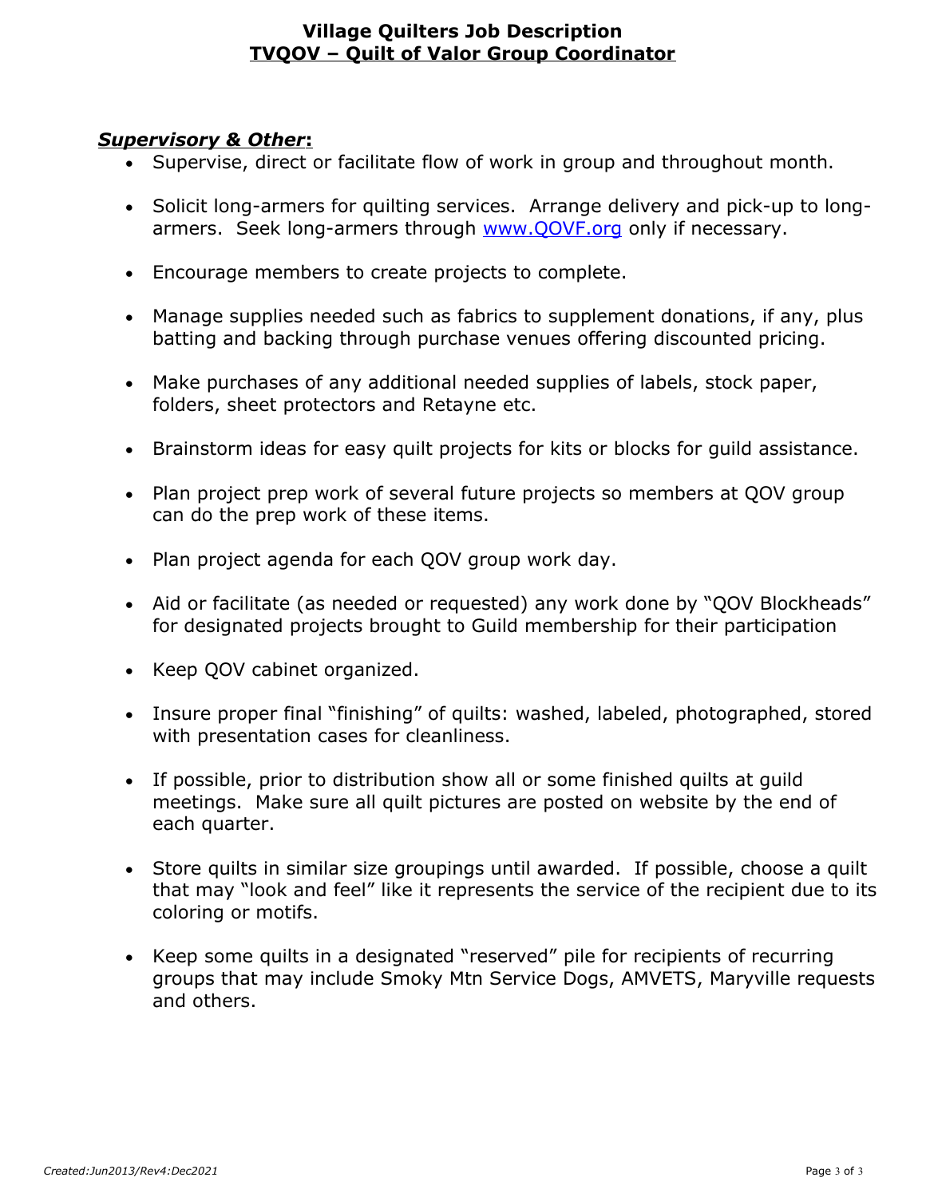**Village Quilters Job Description**
**TVQOV – Quilt of Valor Group Coordinator**

## ***Supervisory & Other*:**

- Supervise, direct or facilitate flow of work in group and throughout month.
- Solicit long-armers for quilting services. Arrange delivery and pick-up to long-armers. Seek long-armers through [www.QOVF.org](http://www.QOVF.org) only if necessary.
- Encourage members to create projects to complete.
- Manage supplies needed such as fabrics to supplement donations, if any, plus batting and backing through purchase venues offering discounted pricing.
- Make purchases of any additional needed supplies of labels, stock paper, folders, sheet protectors and Retayne etc.
- Brainstorm ideas for easy quilt projects for kits or blocks for guild assistance.
- Plan project prep work of several future projects so members at QOV group can do the prep work of these items.
- Plan project agenda for each QOV group work day.
- Aid or facilitate (as needed or requested) any work done by "QOV Blockheads" for designated projects brought to Guild membership for their participation
- Keep QOV cabinet organized.
- Insure proper final "finishing" of quilts: washed, labeled, photographed, stored with presentation cases for cleanliness.
- If possible, prior to distribution show all or some finished quilts at guild meetings. Make sure all quilt pictures are posted on website by the end of each quarter.
- Store quilts in similar size groupings until awarded. If possible, choose a quilt that may "look and feel" like it represents the service of the recipient due to its coloring or motifs.
- Keep some quilts in a designated "reserved" pile for recipients of recurring groups that may include Smoky Mtn Service Dogs, AMVETS, Maryville requests and others.